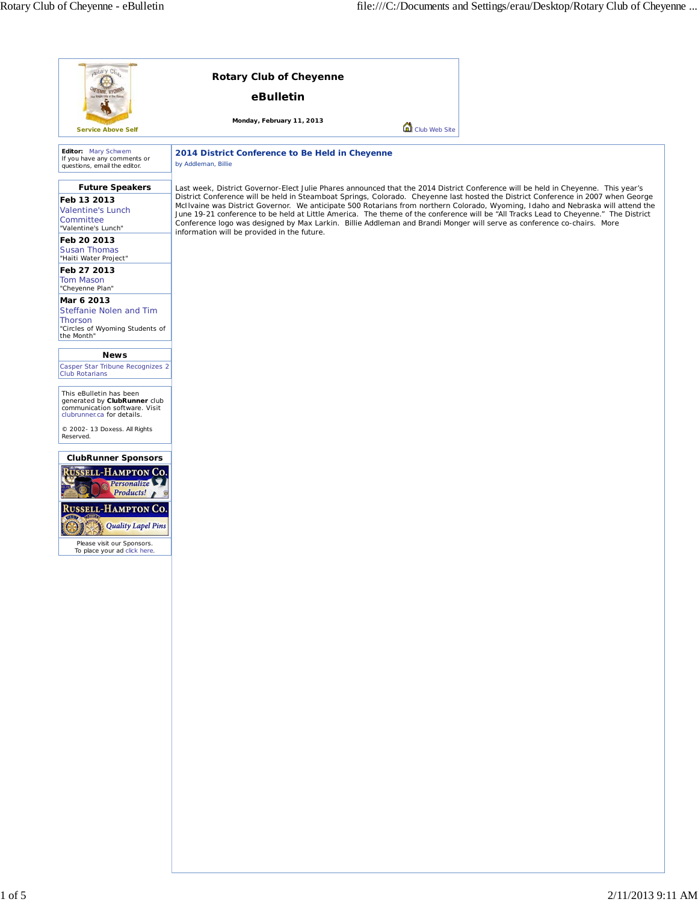Service Above Self

# Rotary Club of Cheyenne

## eBulletin

**Monday, February 11, 2013**

Club Web Site

**Editor:** Mary Schwem
If you have any comments or questions, email the editor.

### Future Speakers

**Feb 13 2013**
Valentine's Lunch Committee
"Valentine's Lunch"

**Feb 20 2013**
Susan Thomas
"Haiti Water Project"

**Feb 27 2013**
Tom Mason
"Cheyenne Plan"

**Mar 6 2013**
Steffanie Nolen and Tim Thorson
"Circles of Wyoming Students of the Month"

### News

Casper Star Tribune Recognizes 2 Club Rotarians

This eBulletin has been generated by **ClubRunner** club communication software. Visit clubrunner.ca for details.

© 2002- 13 Doxess. All Rights Reserved.

### ClubRunner Sponsors

Russell-Hampton Co. Personalize Products!

Russell-Hampton Co. Quality Lapel Pins

Please visit our Sponsors.
To place your ad click here.

## 2014 District Conference to Be Held in Cheyenne

by Addleman, Billie

Last week, District Governor-Elect Julie Phares announced that the 2014 District Conference will be held in Cheyenne. This year's District Conference will be held in Steamboat Springs, Colorado. Cheyenne last hosted the District Conference in 2007 when George McIlvaine was District Governor. We anticipate 500 Rotarians from northern Colorado, Wyoming, Idaho and Nebraska will attend the June 19-21 conference to be held at Little America. The theme of the conference will be "All Tracks Lead to Cheyenne." The District Conference logo was designed by Max Larkin. Billie Addleman and Brandi Monger will serve as conference co-chairs. More information will be provided in the future.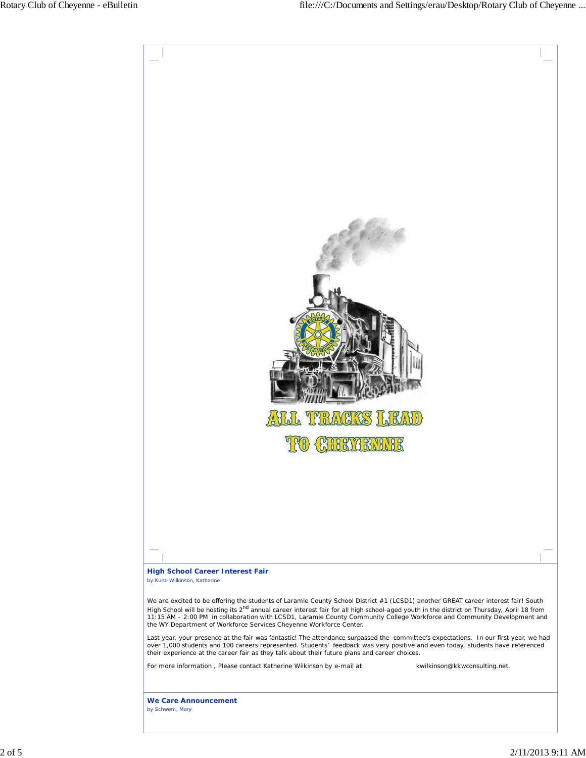ALL TRACKS LEAD TO CHEYENNE

### High School Career Interest Fair

*by Kunz-Wilkinson, Katharine*

We are excited to be offering the students of Laramie County School District #1 (LCSD1) another GREAT career interest fair! South High School will be hosting its 2nd annual career interest fair for all high school-aged youth in the district on Thursday, April 18 from 11:15 AM – 2:00 PM in collaboration with LCSD1, Laramie County Community College Workforce and Community Development and the WY Department of Workforce Services Cheyenne Workforce Center.

Last year, your presence at the fair was fantastic! The attendance surpassed the committee's expectations. In our first year, we had over 1,000 students and 100 careers represented. Students' feedback was very positive and even today, students have referenced their experience at the career fair as they talk about their future plans and career choices.

For more information , Please contact Katherine Wilkinson by e-mail at kwilkinson@kkwconsulting.net.

### We Care Announcement

*by Schwem, Mary*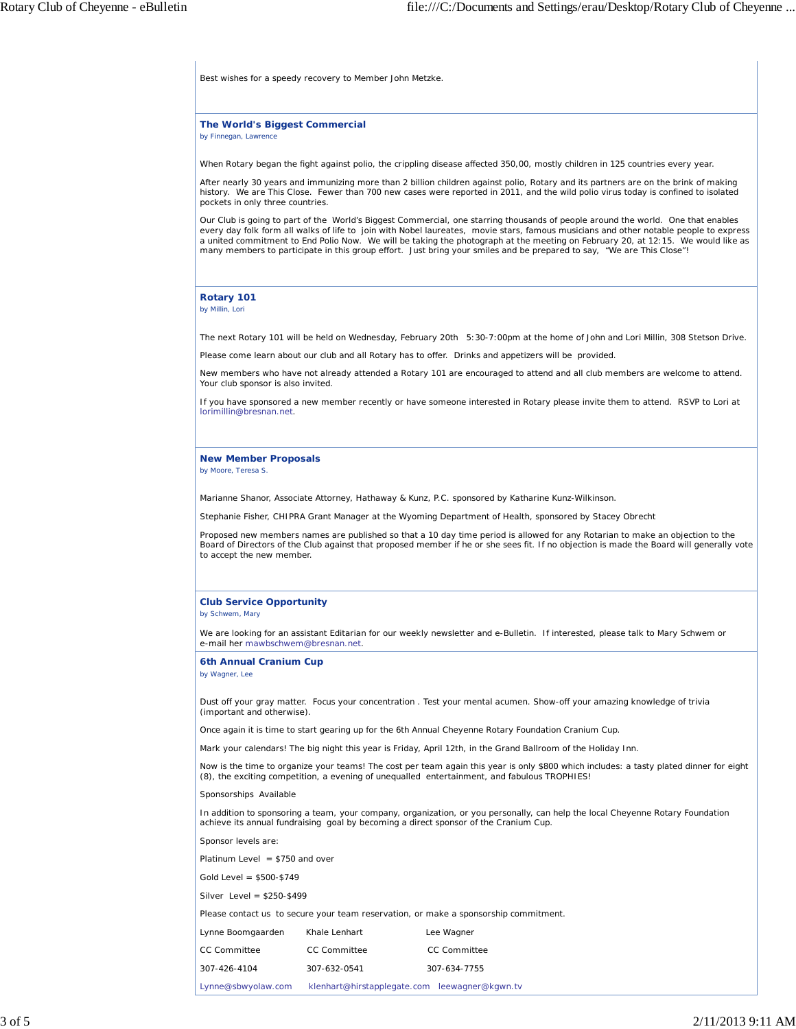Best wishes for a speedy recovery to Member John Metzke.

### The World's Biggest Commercial

by Finnegan, Lawrence

When Rotary began the fight against polio, the crippling disease affected 350,00, mostly children in 125 countries every year.

After nearly 30 years and immunizing more than 2 billion children against polio, Rotary and its partners are on the brink of making history. We are This Close. Fewer than 700 new cases were reported in 2011, and the wild polio virus today is confined to isolated pockets in only three countries.

Our Club is going to part of the World's Biggest Commercial, one starring thousands of people around the world. One that enables every day folk form all walks of life to join with Nobel laureates, movie stars, famous musicians and other notable people to express a united commitment to End Polio Now. We will be taking the photograph at the meeting on February 20, at 12:15. We would like as many members to participate in this group effort. Just bring your smiles and be prepared to say, "We are This Close"!

### Rotary 101

by Millin, Lori

The next Rotary 101 will be held on Wednesday, February 20th 5:30-7:00pm at the home of John and Lori Millin, 308 Stetson Drive.

Please come learn about our club and all Rotary has to offer. Drinks and appetizers will be provided.

New members who have not already attended a Rotary 101 are encouraged to attend and all club members are welcome to attend. Your club sponsor is also invited.

If you have sponsored a new member recently or have someone interested in Rotary please invite them to attend. RSVP to Lori at lorimillin@bresnan.net.

### New Member Proposals

by Moore, Teresa S.

Marianne Shanor, Associate Attorney, Hathaway & Kunz, P.C. sponsored by Katharine Kunz-Wilkinson.

Stephanie Fisher, CHIPRA Grant Manager at the Wyoming Department of Health, sponsored by Stacey Obrecht

Proposed new members names are published so that a 10 day time period is allowed for any Rotarian to make an objection to the Board of Directors of the Club against that proposed member if he or she sees fit. If no objection is made the Board will generally vote to accept the new member.

### Club Service Opportunity

by Schwem, Mary

We are looking for an assistant Editarian for our weekly newsletter and e-Bulletin. If interested, please talk to Mary Schwem or e-mail her mawbschwem@bresnan.net.

### 6th Annual Cranium Cup

by Wagner, Lee

Dust off your gray matter. Focus your concentration . Test your mental acumen. Show-off your amazing knowledge of trivia (important and otherwise).

Once again it is time to start gearing up for the 6th Annual Cheyenne Rotary Foundation Cranium Cup.

Mark your calendars! The big night this year is Friday, April 12th, in the Grand Ballroom of the Holiday Inn.

Now is the time to organize your teams! The cost per team again this year is only $800 which includes: a tasty plated dinner for eight (8), the exciting competition, a evening of unequalled entertainment, and fabulous TROPHIES!

Sponsorships Available

In addition to sponsoring a team, your company, organization, or you personally, can help the local Cheyenne Rotary Foundation achieve its annual fundraising goal by becoming a direct sponsor of the Cranium Cup.

Sponsor levels are:

Platinum Level = $750 and over

Gold Level = $500-$749

Silver Level = $250-$499

Please contact us to secure your team reservation, or make a sponsorship commitment.

| Lynne Boomgaarden | Khale Lenhart | Lee Wagner |
|---|---|---|
| CC Committee | CC Committee | CC Committee |
| 307-426-4104 | 307-632-0541 | 307-634-7755 |
| Lynne@sbwyolaw.com | klenhart@hirstapplegate.com | leewagner@kgwn.tv |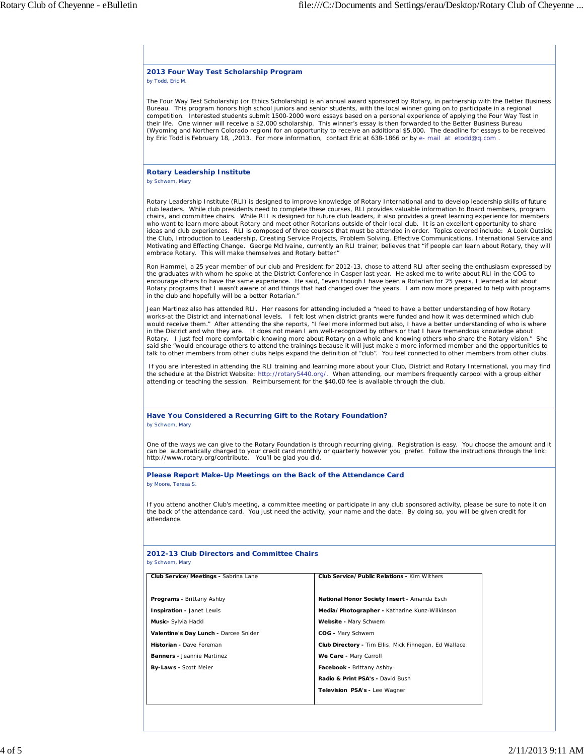## 2013 Four Way Test Scholarship Program

by Todd, Eric M.

The Four Way Test Scholarship (or Ethics Scholarship) is an annual award sponsored by Rotary, in partnership with the Better Business Bureau. This program honors high school juniors and senior students, with the local winner going on to participate in a regional competition. Interested students submit 1500-2000 word essays based on a personal experience of applying the Four Way Test in their life. One winner will receive a $2,000 scholarship. This winner's essay is then forwarded to the Better Business Bureau (Wyoming and Northern Colorado region) for an opportunity to receive an additional $5,000. The deadline for essays to be received by Eric Todd is February 18, ,2013. For more information, contact Eric at 638-1866 or by e- mail at etodd@q.com .

## Rotary Leadership Institute

by Schwem, Mary

Rotary Leadership Institute (RLI) is designed to improve knowledge of Rotary International and to develop leadership skills of future club leaders. While club presidents need to complete these courses, RLI provides valuable information to Board members, program chairs, and committee chairs. While RLI is designed for future club leaders, it also provides a great learning experience for members who want to learn more about Rotary and meet other Rotarians outside of their local club. It is an excellent opportunity to share ideas and club experiences. RLI is composed of three courses that must be attended in order. Topics covered include: A Look Outside the Club, Introduction to Leadership, Creating Service Projects, Problem Solving, Effective Communications, International Service and Motivating and Effecting Change. George McIlvaine, currently an RLI trainer, believes that "if people can learn about Rotary, they will embrace Rotary. This will make themselves and Rotary better."

Ron Hammel, a 25 year member of our club and President for 2012-13, chose to attend RLI after seeing the enthusiasm expressed by the graduates with whom he spoke at the District Conference in Casper last year. He asked me to write about RLI in the COG to encourage others to have the same experience. He said, "even though I have been a Rotarian for 25 years, I learned a lot about Rotary programs that I wasn't aware of and things that had changed over the years. I am now more prepared to help with programs in the club and hopefully will be a better Rotarian."

Jean Martinez also has attended RLI. Her reasons for attending included a "need to have a better understanding of how Rotary works-at the District and international levels. I felt lost when district grants were funded and how it was determined which club would receive them." After attending the she reports, "I feel more informed but also, I have a better understanding of who is where in the District and who they are. It does not mean I am well-recognized by others or that I have tremendous knowledge about Rotary. I just feel more comfortable knowing more about Rotary on a whole and knowing others who share the Rotary vision." She said she "would encourage others to attend the trainings because it will just make a more informed member and the opportunities to talk to other members from other clubs helps expand the definition of "club". You feel connected to other members from other clubs.

If you are interested in attending the RLI training and learning more about your Club, District and Rotary International, you may find the schedule at the District Website: http://rotary5440.org/. When attending, our members frequently carpool with a group either attending or teaching the session. Reimbursement for the $40.00 fee is available through the club.

## Have You Considered a Recurring Gift to the Rotary Foundation?

by Schwem, Mary

One of the ways we can give to the Rotary Foundation is through recurring giving. Registration is easy. You choose the amount and it can be automatically charged to your credit card monthly or quarterly however you prefer. Follow the instructions through the link: http://www.rotary.org/contribute. You'll be glad you did.

## Please Report Make-Up Meetings on the Back of the Attendance Card

by Moore, Teresa S.

If you attend another Club's meeting, a committee meeting or participate in any club sponsored activity, please be sure to note it on the back of the attendance card. You just need the activity, your name and the date. By doing so, you will be given credit for attendance.

## 2012-13 Club Directors and Committee Chairs

by Schwem, Mary

| **Club Service/Meetings -** Sabrina Lane | **Club Service/Public Relations -** Kim Withers |
|---|---|
| **Programs -** Brittany Ashby | **National Honor Society Insert -** Amanda Esch |
| **Inspiration -** Janet Lewis | **Media/Photographer -** Katharine Kunz-Wilkinson |
| **Music-** Sylvia Hackl | **Website -** Mary Schwem |
| **Valentine's Day Lunch -** Darcee Snider | **COG -** Mary Schwem |
| **Historian -** Dave Foreman | **Club Directory -** Tim Ellis, Mick Finnegan, Ed Wallace |
| **Banners -** Jeannie Martinez | **We Care -** Mary Carroll |
| **By-Laws -** Scott Meier | **Facebook -** Brittany Ashby |
| | **Radio & Print PSA's -** David Bush |
| | **Television PSA's -** Lee Wagner |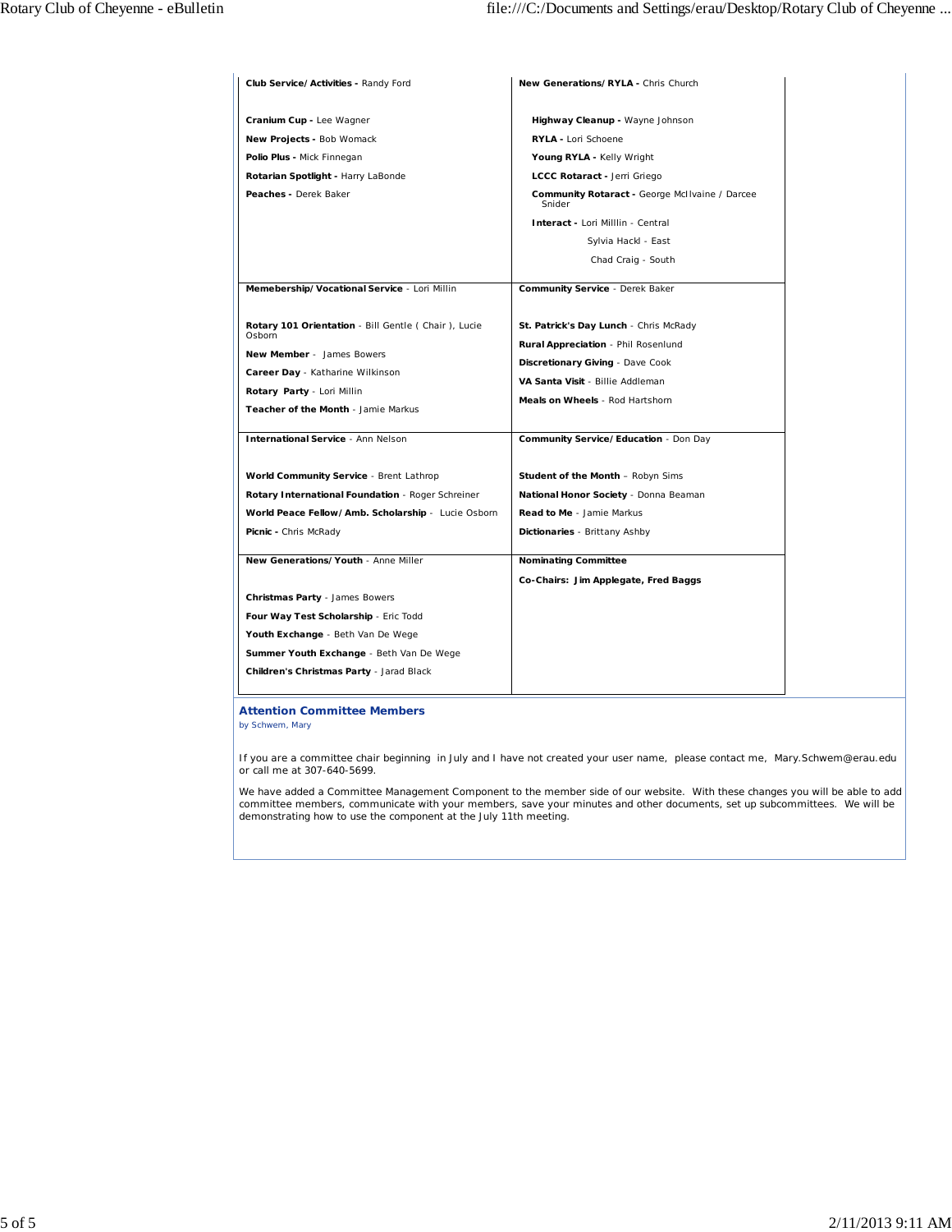| | |
|---|---|
| **Club Service/Activities -** Randy Ford<br><br>**Cranium Cup -** Lee Wagner<br>**New Projects -** Bob Womack<br>**Polio Plus -** Mick Finnegan<br>**Rotarian Spotlight -** Harry LaBonde<br>**Peaches -** Derek Baker | **New Generations/RYLA -** Chris Church<br><br>**Highway Cleanup -** Wayne Johnson<br>**RYLA -** Lori Schoene<br>**Young RYLA -** Kelly Wright<br>**LCCC Rotaract -** Jerri Griego<br>**Community Rotaract -** George McIlvaine / Darcee Snider<br>**Interact -** Lori Milllin - Central<br>Sylvia Hackl - East<br>Chad Craig - South |
| **Memebership/Vocational Service** - Lori Millin<br><br>**Rotary 101 Orientation** - Bill Gentle ( Chair ), Lucie Osborn<br>**New Member** - James Bowers<br>**Career Day** - Katharine Wilkinson<br>**Rotary Party** - Lori Millin<br>**Teacher of the Month** - Jamie Markus | **Community Service** - Derek Baker<br><br>**St. Patrick's Day Lunch** - Chris McRady<br>**Rural Appreciation** - Phil Rosenlund<br>**Discretionary Giving** - Dave Cook<br>**VA Santa Visit** - Billie Addleman<br>**Meals on Wheels** - Rod Hartshorn |
| **International Service** - Ann Nelson<br><br>**World Community Service** - Brent Lathrop<br>**Rotary International Foundation** - Roger Schreiner<br>**World Peace Fellow/Amb. Scholarship** - Lucie Osborn<br>**Picnic -** Chris McRady | **Community Service/Education** - Don Day<br><br>**Student of the Month** – Robyn Sims<br>**National Honor Society** - Donna Beaman<br>**Read to Me** - Jamie Markus<br>**Dictionaries** - Brittany Ashby |
| **New Generations/Youth** - Anne Miller<br><br>**Christmas Party** - James Bowers<br>**Four Way Test Scholarship** - Eric Todd<br>**Youth Exchange** - Beth Van De Wege<br>**Summer Youth Exchange** - Beth Van De Wege<br>**Children's Christmas Party** - Jarad Black | **Nominating Committee**<br><br>**Co-Chairs: Jim Applegate, Fred Baggs** |

### Attention Committee Members

by Schwem, Mary

If you are a committee chair beginning in July and I have not created your user name, please contact me, Mary.Schwem@erau.edu or call me at 307-640-5699.

We have added a Committee Management Component to the member side of our website. With these changes you will be able to add committee members, communicate with your members, save your minutes and other documents, set up subcommittees. We will be demonstrating how to use the component at the July 11th meeting.